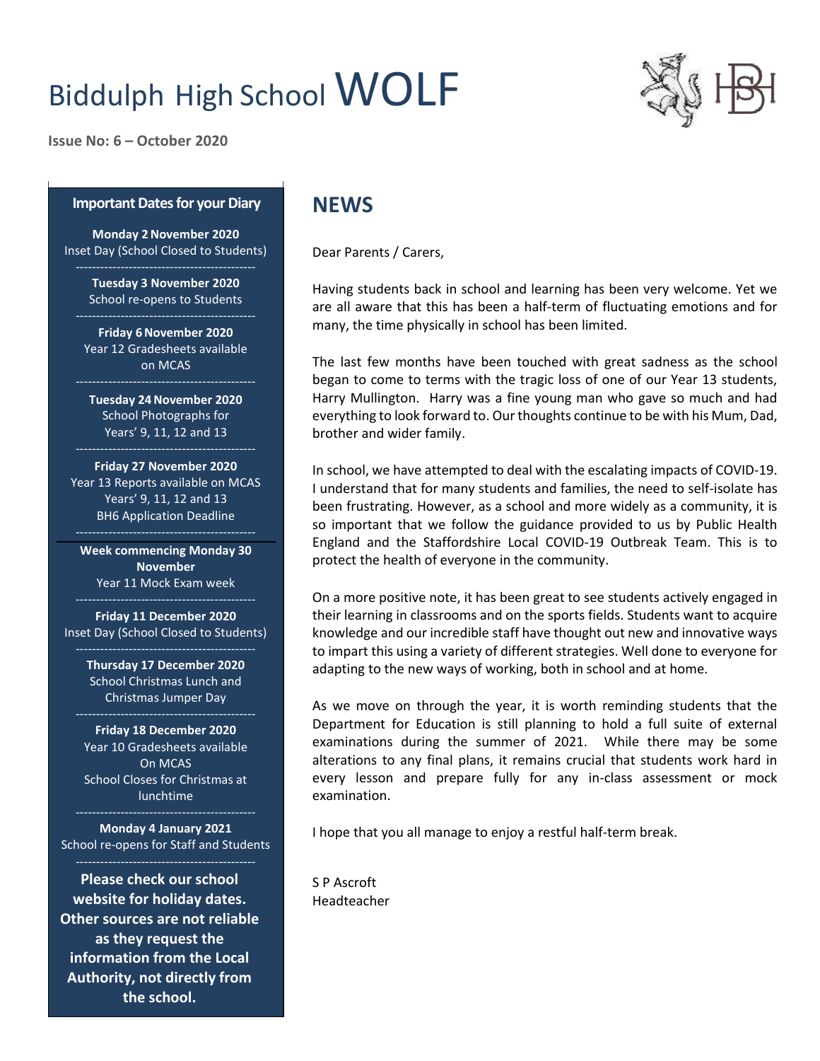# Biddulph High School WOLF

**Issue No: 6 – October 2020**

### Important Dates for your Diary

**Monday 2 November 2020**
Inset Day (School Closed to Students)

---

**Tuesday 3 November 2020**
School re-opens to Students

---

**Friday 6 November 2020**
Year 12 Gradesheets available on MCAS

---

**Tuesday 24 November 2020**
School Photographs for Years' 9, 11, 12 and 13

---

**Friday 27 November 2020**
Year 13 Reports available on MCAS
Years' 9, 11, 12 and 13
BH6 Application Deadline

---

**Week commencing Monday 30 November**
Year 11 Mock Exam week

---

**Friday 11 December 2020**
Inset Day (School Closed to Students)

---

**Thursday 17 December 2020**
School Christmas Lunch and Christmas Jumper Day

---

**Friday 18 December 2020**
Year 10 Gradesheets available On MCAS
School Closes for Christmas at lunchtime

---

**Monday 4 January 2021**
School re-opens for Staff and Students

---

**Please check our school website for holiday dates. Other sources are not reliable as they request the information from the Local Authority, not directly from the school.**

## NEWS

Dear Parents / Carers,

Having students back in school and learning has been very welcome. Yet we are all aware that this has been a half-term of fluctuating emotions and for many, the time physically in school has been limited.

The last few months have been touched with great sadness as the school began to come to terms with the tragic loss of one of our Year 13 students, Harry Mullington. Harry was a fine young man who gave so much and had everything to look forward to. Our thoughts continue to be with his Mum, Dad, brother and wider family.

In school, we have attempted to deal with the escalating impacts of COVID-19. I understand that for many students and families, the need to self-isolate has been frustrating. However, as a school and more widely as a community, it is so important that we follow the guidance provided to us by Public Health England and the Staffordshire Local COVID-19 Outbreak Team. This is to protect the health of everyone in the community.

On a more positive note, it has been great to see students actively engaged in their learning in classrooms and on the sports fields. Students want to acquire knowledge and our incredible staff have thought out new and innovative ways to impart this using a variety of different strategies. Well done to everyone for adapting to the new ways of working, both in school and at home.

As we move on through the year, it is worth reminding students that the Department for Education is still planning to hold a full suite of external examinations during the summer of 2021. While there may be some alterations to any final plans, it remains crucial that students work hard in every lesson and prepare fully for any in-class assessment or mock examination.

I hope that you all manage to enjoy a restful half-term break.

S P Ascroft
Headteacher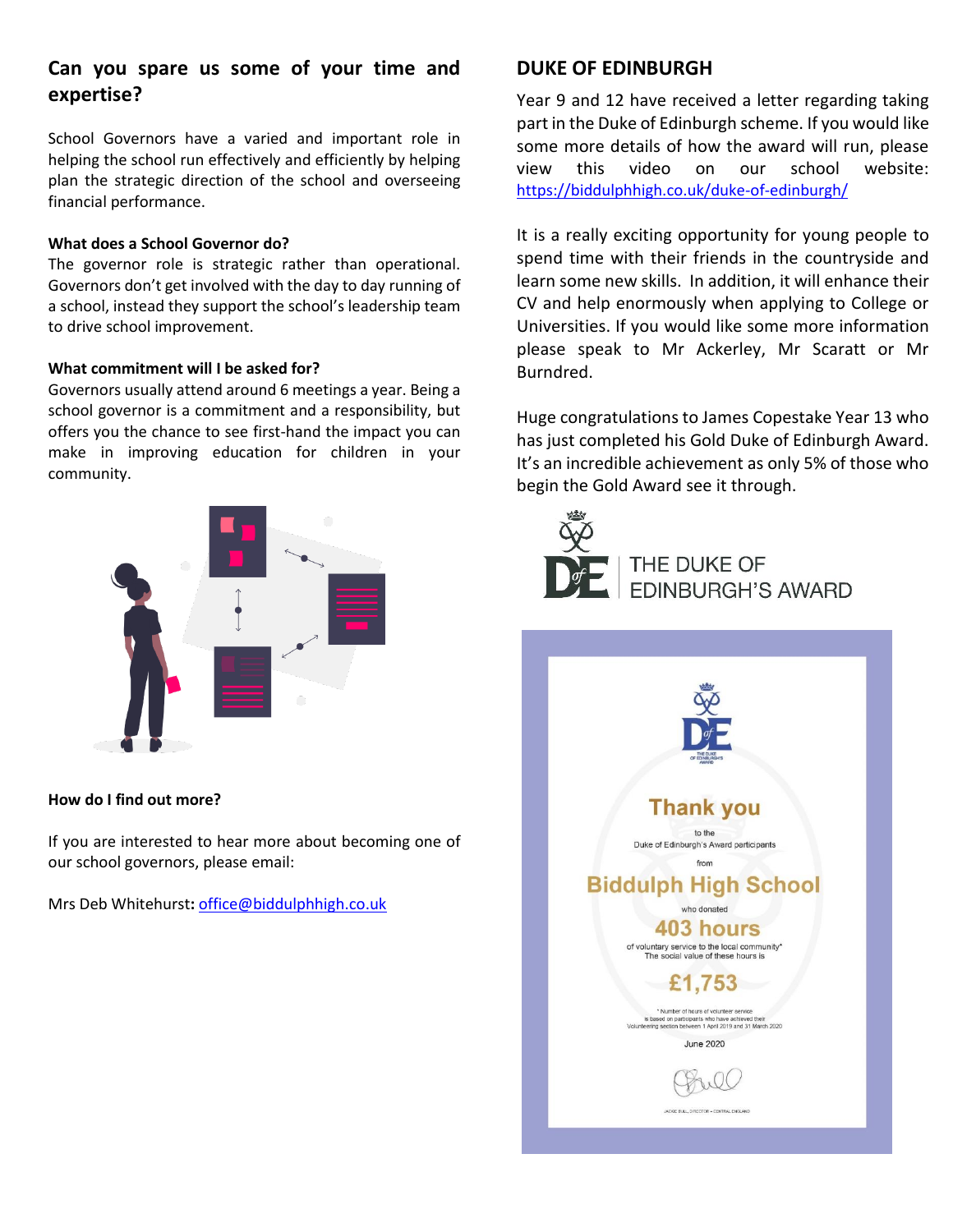## Can you spare us some of your time and expertise?

School Governors have a varied and important role in helping the school run effectively and efficiently by helping plan the strategic direction of the school and overseeing financial performance.

**What does a School Governor do?**

The governor role is strategic rather than operational. Governors don't get involved with the day to day running of a school, instead they support the school's leadership team to drive school improvement.

**What commitment will I be asked for?**

Governors usually attend around 6 meetings a year. Being a school governor is a commitment and a responsibility, but offers you the chance to see first-hand the impact you can make in improving education for children in your community.

**How do I find out more?**

If you are interested to hear more about becoming one of our school governors, please email:

Mrs Deb Whitehurst**:** office@biddulphhigh.co.uk

## DUKE OF EDINBURGH

Year 9 and 12 have received a letter regarding taking part in the Duke of Edinburgh scheme. If you would like some more details of how the award will run, please view this video on our school website: https://biddulphhigh.co.uk/duke-of-edinburgh/

It is a really exciting opportunity for young people to spend time with their friends in the countryside and learn some new skills. In addition, it will enhance their CV and help enormously when applying to College or Universities. If you would like some more information please speak to Mr Ackerley, Mr Scaratt or Mr Burndred.

Huge congratulations to James Copestake Year 13 who has just completed his Gold Duke of Edinburgh Award. It's an incredible achievement as only 5% of those who begin the Gold Award see it through.

THE DUKE OF EDINBURGH'S AWARD

**Thank you**

to the

Duke of Edinburgh's Award participants

from

**Biddulph High School**

who donated

**403 hours**

of voluntary service to the local community*

The social value of these hours is

**£1,753**

* Number of hours of volunteer service is based on participants who have achieved their Volunteering section between 1 April 2019 and 31 March 2020

June 2020

JACKIE BULL, DIRECTOR – CENTRAL ENGLAND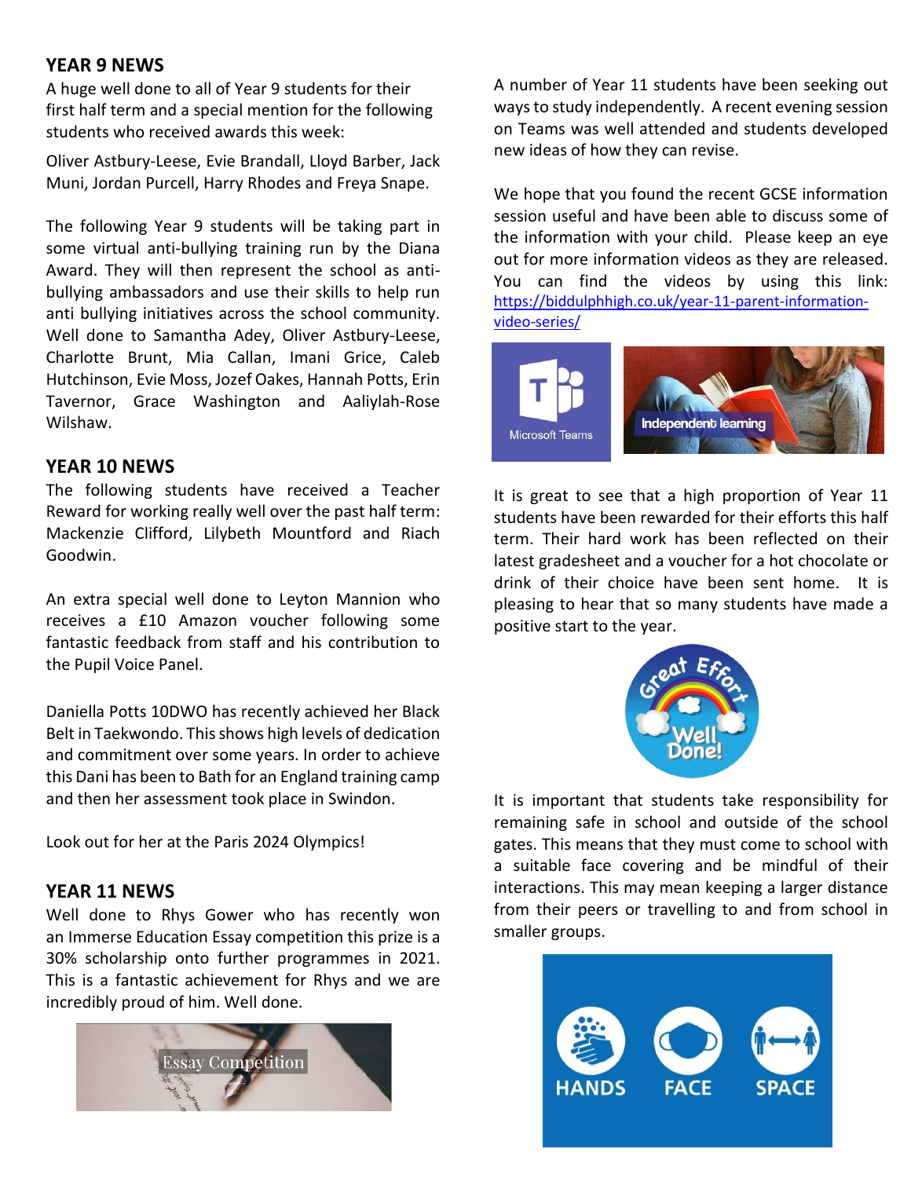## YEAR 9 NEWS

A huge well done to all of Year 9 students for their first half term and a special mention for the following students who received awards this week:

Oliver Astbury-Leese, Evie Brandall, Lloyd Barber, Jack Muni, Jordan Purcell, Harry Rhodes and Freya Snape.

The following Year 9 students will be taking part in some virtual anti-bullying training run by the Diana Award. They will then represent the school as anti-bullying ambassadors and use their skills to help run anti bullying initiatives across the school community. Well done to Samantha Adey, Oliver Astbury-Leese, Charlotte Brunt, Mia Callan, Imani Grice, Caleb Hutchinson, Evie Moss, Jozef Oakes, Hannah Potts, Erin Tavernor, Grace Washington and Aaliylah-Rose Wilshaw.

## YEAR 10 NEWS

The following students have received a Teacher Reward for working really well over the past half term: Mackenzie Clifford, Lilybeth Mountford and Riach Goodwin.

An extra special well done to Leyton Mannion who receives a £10 Amazon voucher following some fantastic feedback from staff and his contribution to the Pupil Voice Panel.

Daniella Potts 10DWO has recently achieved her Black Belt in Taekwondo. This shows high levels of dedication and commitment over some years. In order to achieve this Dani has been to Bath for an England training camp and then her assessment took place in Swindon.

Look out for her at the Paris 2024 Olympics!

## YEAR 11 NEWS

Well done to Rhys Gower who has recently won an Immerse Education Essay competition this prize is a 30% scholarship onto further programmes in 2021. This is a fantastic achievement for Rhys and we are incredibly proud of him. Well done.

A number of Year 11 students have been seeking out ways to study independently. A recent evening session on Teams was well attended and students developed new ideas of how they can revise.

We hope that you found the recent GCSE information session useful and have been able to discuss some of the information with your child. Please keep an eye out for more information videos as they are released. You can find the videos by using this link: https://biddulphhigh.co.uk/year-11-parent-information-video-series/

It is great to see that a high proportion of Year 11 students have been rewarded for their efforts this half term. Their hard work has been reflected on their latest gradesheet and a voucher for a hot chocolate or drink of their choice have been sent home. It is pleasing to hear that so many students have made a positive start to the year.

It is important that students take responsibility for remaining safe in school and outside of the school gates. This means that they must come to school with a suitable face covering and be mindful of their interactions. This may mean keeping a larger distance from their peers or travelling to and from school in smaller groups.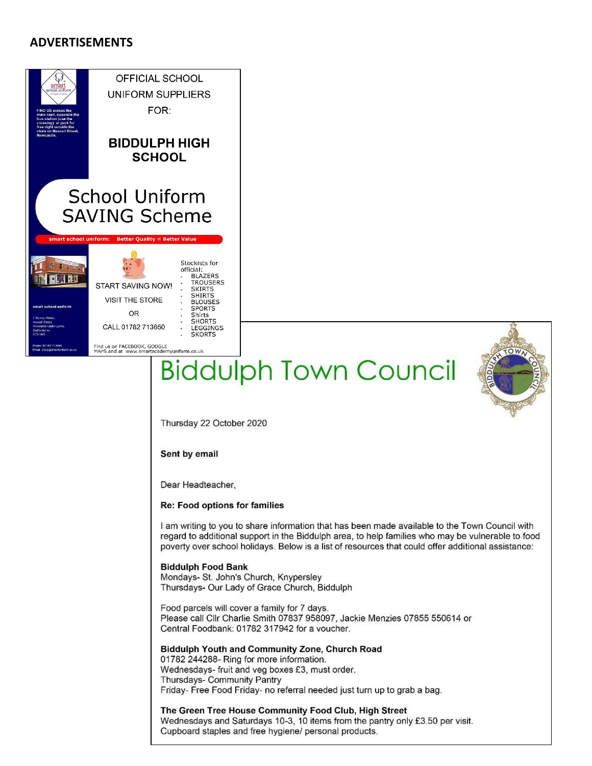## ADVERTISEMENTS

smart school uniform

FIND US across the main road, opposite the bus station (use the crossing) or park for free right outside the store on Hassell Street, Newcastle.

OFFICIAL SCHOOL UNIFORM SUPPLIERS FOR:

**BIDDULPH HIGH SCHOOL**

School Uniform SAVING Scheme

smart school uniform: Better Quality = Better Value

START SAVING NOW!

VISIT THE STORE

OR

CALL 01782 713650

Stockists for official:

- BLAZERS
- TROUSERS
- SKIRTS
- SHIRTS
- BLOUSES
- SPORTS Shirts
- SHORTS
- LEGGINGS
- SKORTS

smart school uniform

1 Harvey House, Hassell Street, Newcastle-under-Lyme, Staffordshire ST5 1AR

Phone: 01782 713650
Email: shop@smartuniform.co.uk

Find us on FACEBOOK, GOOGLE MAPS and at www.smartacademyuniform.co.uk

# Biddulph Town Council

Thursday 22 October 2020

**Sent by email**

Dear Headteacher,

**Re: Food options for families**

I am writing to you to share information that has been made available to the Town Council with regard to additional support in the Biddulph area, to help families who may be vulnerable to food poverty over school holidays. Below is a list of resources that could offer additional assistance:

**Biddulph Food Bank**
Mondays- St. John's Church, Knypersley
Thursdays- Our Lady of Grace Church, Biddulph

Food parcels will cover a family for 7 days.
Please call Cllr Charlie Smith 07837 958097, Jackie Menzies 07855 550614 or Central Foodbank: 01782 317942 for a voucher.

**Biddulph Youth and Community Zone, Church Road**
01782 244288- Ring for more information.
Wednesdays- fruit and veg boxes £3, must order.
Thursdays- Community Pantry
Friday- Free Food Friday- no referral needed just turn up to grab a bag.

**The Green Tree House Community Food Club, High Street**
Wednesdays and Saturdays 10-3, 10 items from the pantry only £3.50 per visit.
Cupboard staples and free hygiene/ personal products.